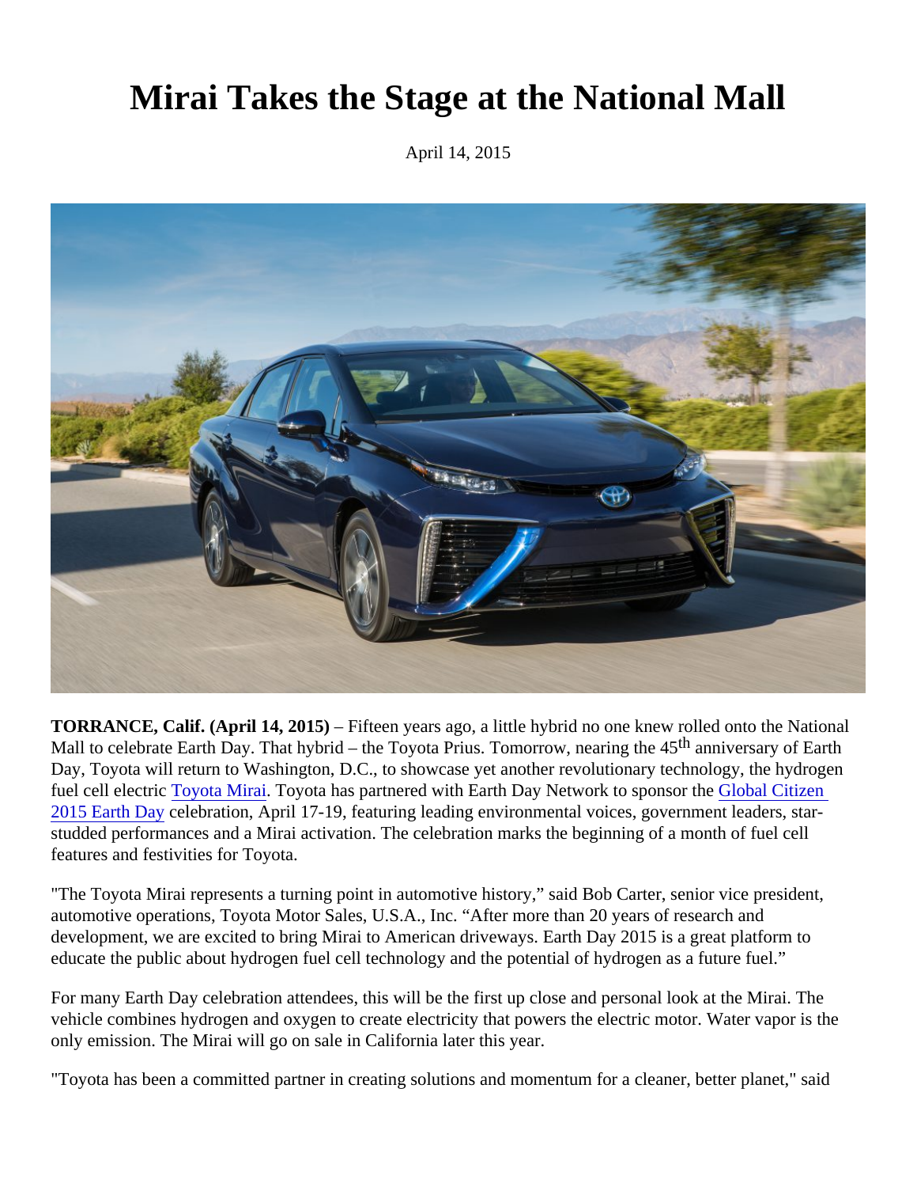# Mirai Takes the Stage at the National Mall

April 14, 2015

**TORRANCE, Calif. (April 14, 2015)** – Fifteen years ago, a little hybrid no one knew rolled onto the National Mall to celebrate Earth Day. That hybrid – the Toyota Prius. Tomorrow, nearing the 45th anniversary of Earth Day, Toyota will return to Washington, D.C., to showcase yet another revolutionary technology, the hydrogen fuel cell electric Toyota Mirai. Toyota has partnered with Earth Day Network to sponsor the Global Citizen 2015 Earth Day celebration, April 17-19, featuring leading environmental voices, government leaders, star-studded performances and a Mirai activation. The celebration marks the beginning of a month of fuel cell features and festivities for Toyota.

"The Toyota Mirai represents a turning point in automotive history," said Bob Carter, senior vice president, automotive operations, Toyota Motor Sales, U.S.A., Inc. "After more than 20 years of research and development, we are excited to bring Mirai to American driveways. Earth Day 2015 is a great platform to educate the public about hydrogen fuel cell technology and the potential of hydrogen as a future fuel."

For many Earth Day celebration attendees, this will be the first up close and personal look at the Mirai. The vehicle combines hydrogen and oxygen to create electricity that powers the electric motor. Water vapor is the only emission. The Mirai will go on sale in California later this year.

"Toyota has been a committed partner in creating solutions and momentum for a cleaner, better planet," said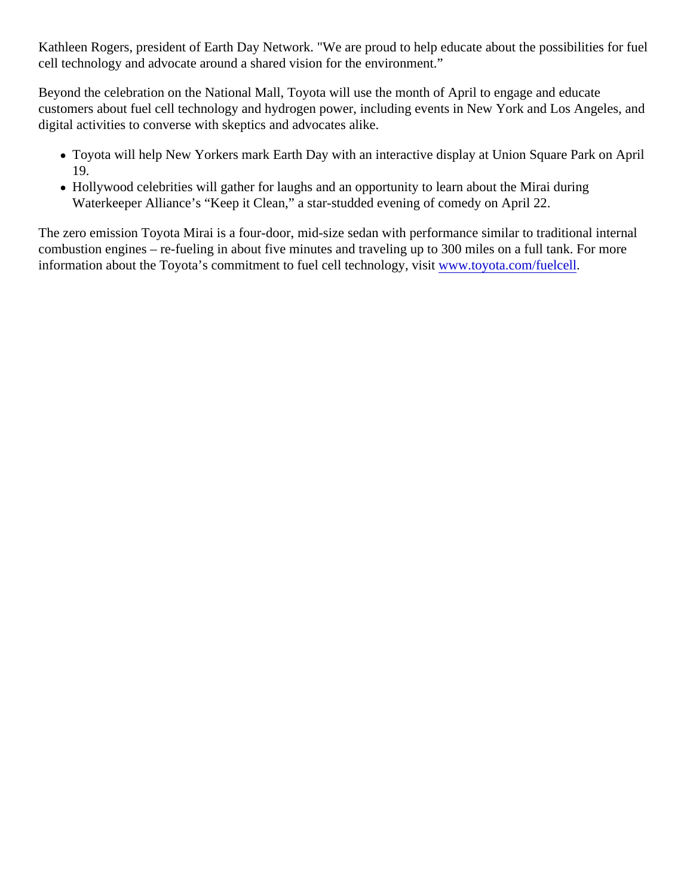Kathleen Rogers, president of Earth Day Network. "We are proud to help educate about the possibilities for fuel cell technology and advocate around a shared vision for the environment."

Beyond the celebration on the National Mall, Toyota will use the month of April to engage and educate customers about fuel cell technology and hydrogen power, including events in New York and Los Angeles, and digital activities to converse with skeptics and advocates alike.

- Toyota will help New Yorkers mark Earth Day with an interactive display at Union Square Park on April 19.
- Hollywood celebrities will gather for laughs and an opportunity to learn about the Mirai during Waterkeeper Alliance's "Keep it Clean," a star-studded evening of comedy on April 22.

The zero emission Toyota Mirai is a four-door, mid-size sedan with performance similar to traditional internal combustion engines – re-fueling in about five minutes and traveling up to 300 miles on a full tank. For more information about the Toyota's commitment to fuel cell technology, visit www.toyota.com/fuelcell.